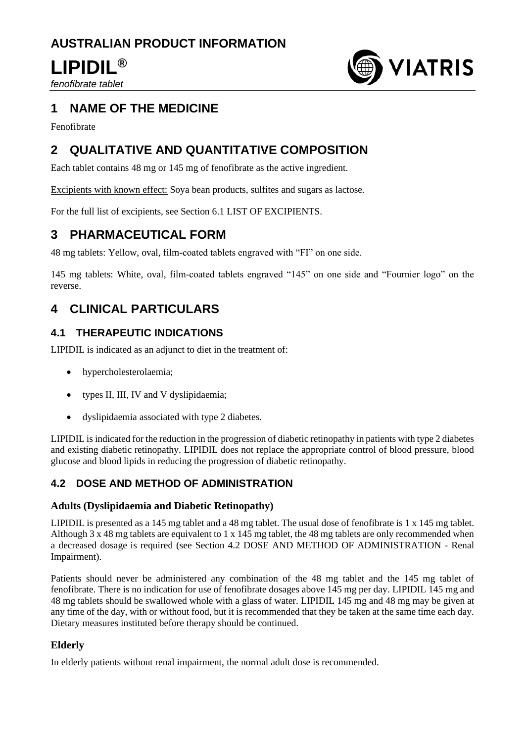# AUSTRALIAN PRODUCT INFORMATION

# LIPIDIL®

*fenofibrate tablet*

## 1 NAME OF THE MEDICINE

Fenofibrate

## 2 QUALITATIVE AND QUANTITATIVE COMPOSITION

Each tablet contains 48 mg or 145 mg of fenofibrate as the active ingredient.

Excipients with known effect: Soya bean products, sulfites and sugars as lactose.

For the full list of excipients, see Section 6.1 LIST OF EXCIPIENTS.

## 3 PHARMACEUTICAL FORM

48 mg tablets: Yellow, oval, film-coated tablets engraved with "FI" on one side.

145 mg tablets: White, oval, film-coated tablets engraved "145" on one side and "Fournier logo" on the reverse.

## 4 CLINICAL PARTICULARS

### 4.1 THERAPEUTIC INDICATIONS

LIPIDIL is indicated as an adjunct to diet in the treatment of:

- hypercholesterolaemia;
- types II, III, IV and V dyslipidaemia;
- dyslipidaemia associated with type 2 diabetes.

LIPIDIL is indicated for the reduction in the progression of diabetic retinopathy in patients with type 2 diabetes and existing diabetic retinopathy. LIPIDIL does not replace the appropriate control of blood pressure, blood glucose and blood lipids in reducing the progression of diabetic retinopathy.

### 4.2 DOSE AND METHOD OF ADMINISTRATION

#### Adults (Dyslipidaemia and Diabetic Retinopathy)

LIPIDIL is presented as a 145 mg tablet and a 48 mg tablet. The usual dose of fenofibrate is 1 x 145 mg tablet. Although 3 x 48 mg tablets are equivalent to 1 x 145 mg tablet, the 48 mg tablets are only recommended when a decreased dosage is required (see Section 4.2 DOSE AND METHOD OF ADMINISTRATION - Renal Impairment).

Patients should never be administered any combination of the 48 mg tablet and the 145 mg tablet of fenofibrate. There is no indication for use of fenofibrate dosages above 145 mg per day. LIPIDIL 145 mg and 48 mg tablets should be swallowed whole with a glass of water. LIPIDIL 145 mg and 48 mg may be given at any time of the day, with or without food, but it is recommended that they be taken at the same time each day. Dietary measures instituted before therapy should be continued.

#### Elderly

In elderly patients without renal impairment, the normal adult dose is recommended.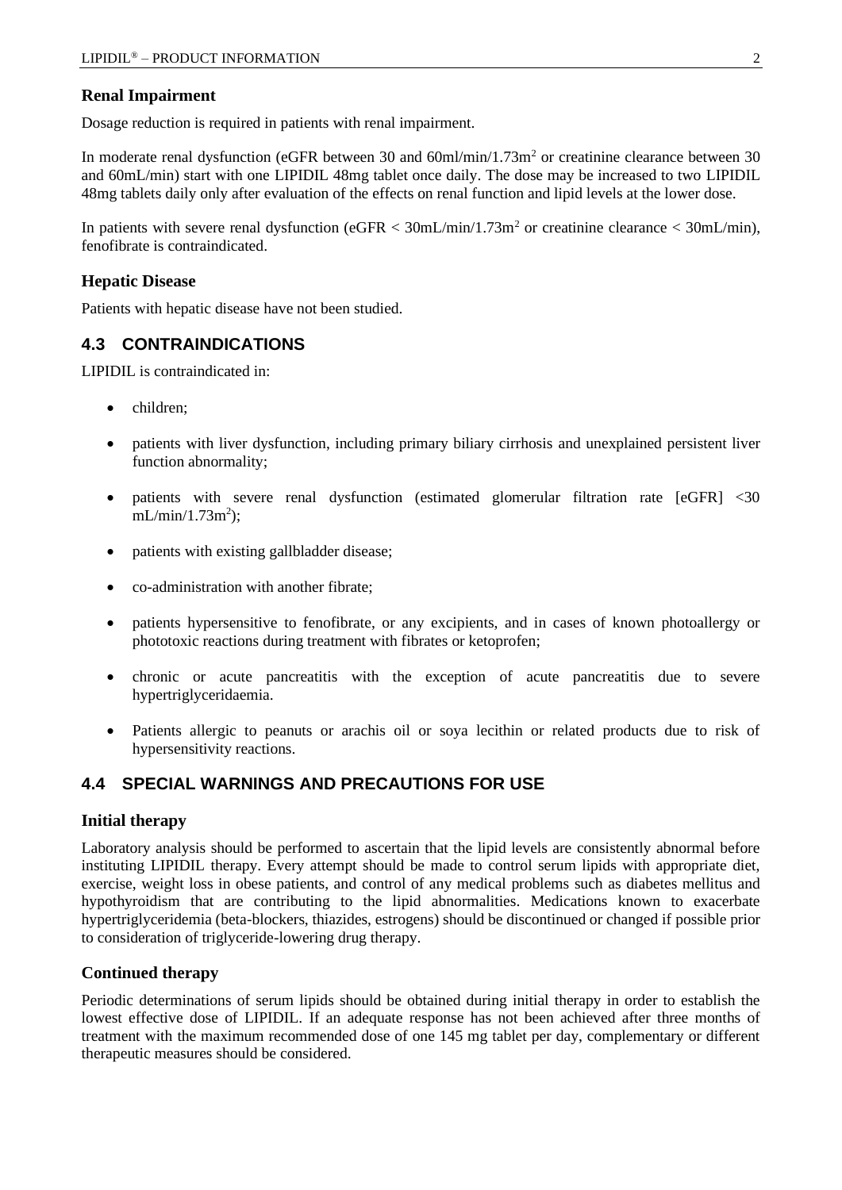### Renal Impairment

Dosage reduction is required in patients with renal impairment.

In moderate renal dysfunction (eGFR between 30 and 60ml/min/1.73m$^2$ or creatinine clearance between 30 and 60mL/min) start with one LIPIDIL 48mg tablet once daily. The dose may be increased to two LIPIDIL 48mg tablets daily only after evaluation of the effects on renal function and lipid levels at the lower dose.

In patients with severe renal dysfunction (eGFR < 30mL/min/1.73m$^2$ or creatinine clearance < 30mL/min), fenofibrate is contraindicated.

### Hepatic Disease

Patients with hepatic disease have not been studied.

## 4.3 CONTRAINDICATIONS

LIPIDIL is contraindicated in:

- children;
- patients with liver dysfunction, including primary biliary cirrhosis and unexplained persistent liver function abnormality;
- patients with severe renal dysfunction (estimated glomerular filtration rate [eGFR] <30 mL/min/1.73m$^2$);
- patients with existing gallbladder disease;
- co-administration with another fibrate;
- patients hypersensitive to fenofibrate, or any excipients, and in cases of known photoallergy or phototoxic reactions during treatment with fibrates or ketoprofen;
- chronic or acute pancreatitis with the exception of acute pancreatitis due to severe hypertriglyceridaemia.
- Patients allergic to peanuts or arachis oil or soya lecithin or related products due to risk of hypersensitivity reactions.

## 4.4 SPECIAL WARNINGS AND PRECAUTIONS FOR USE

### Initial therapy

Laboratory analysis should be performed to ascertain that the lipid levels are consistently abnormal before instituting LIPIDIL therapy. Every attempt should be made to control serum lipids with appropriate diet, exercise, weight loss in obese patients, and control of any medical problems such as diabetes mellitus and hypothyroidism that are contributing to the lipid abnormalities. Medications known to exacerbate hypertriglyceridemia (beta-blockers, thiazides, estrogens) should be discontinued or changed if possible prior to consideration of triglyceride-lowering drug therapy.

### Continued therapy

Periodic determinations of serum lipids should be obtained during initial therapy in order to establish the lowest effective dose of LIPIDIL. If an adequate response has not been achieved after three months of treatment with the maximum recommended dose of one 145 mg tablet per day, complementary or different therapeutic measures should be considered.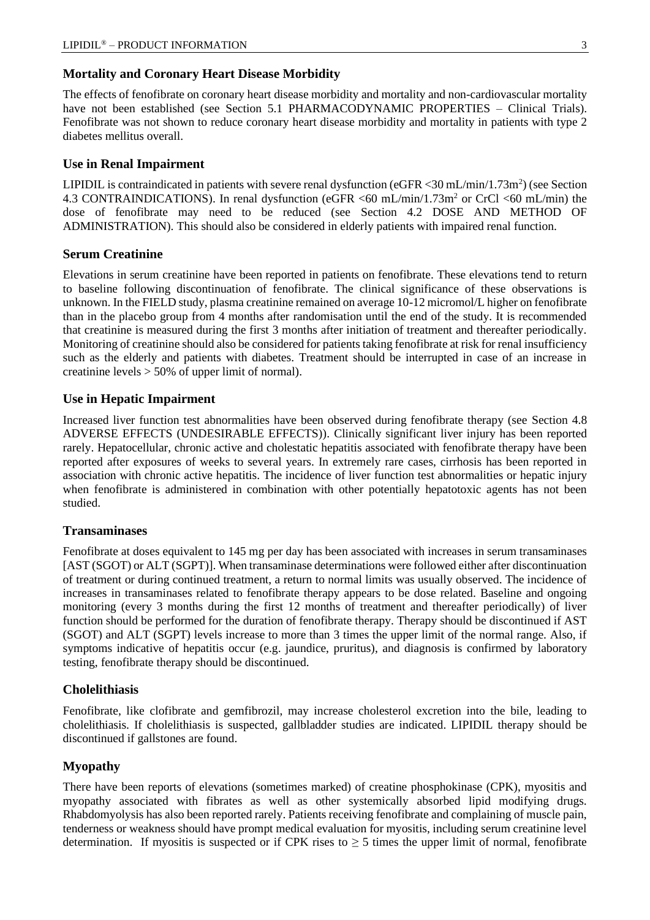### Mortality and Coronary Heart Disease Morbidity

The effects of fenofibrate on coronary heart disease morbidity and mortality and non-cardiovascular mortality have not been established (see Section 5.1 PHARMACODYNAMIC PROPERTIES – Clinical Trials). Fenofibrate was not shown to reduce coronary heart disease morbidity and mortality in patients with type 2 diabetes mellitus overall.

### Use in Renal Impairment

LIPIDIL is contraindicated in patients with severe renal dysfunction (eGFR <30 mL/min/1.73m$^2$) (see Section 4.3 CONTRAINDICATIONS). In renal dysfunction (eGFR <60 mL/min/1.73m$^2$ or CrCl <60 mL/min) the dose of fenofibrate may need to be reduced (see Section 4.2 DOSE AND METHOD OF ADMINISTRATION). This should also be considered in elderly patients with impaired renal function.

### Serum Creatinine

Elevations in serum creatinine have been reported in patients on fenofibrate. These elevations tend to return to baseline following discontinuation of fenofibrate. The clinical significance of these observations is unknown. In the FIELD study, plasma creatinine remained on average 10-12 micromol/L higher on fenofibrate than in the placebo group from 4 months after randomisation until the end of the study. It is recommended that creatinine is measured during the first 3 months after initiation of treatment and thereafter periodically. Monitoring of creatinine should also be considered for patients taking fenofibrate at risk for renal insufficiency such as the elderly and patients with diabetes. Treatment should be interrupted in case of an increase in creatinine levels > 50% of upper limit of normal).

### Use in Hepatic Impairment

Increased liver function test abnormalities have been observed during fenofibrate therapy (see Section 4.8 ADVERSE EFFECTS (UNDESIRABLE EFFECTS)). Clinically significant liver injury has been reported rarely. Hepatocellular, chronic active and cholestatic hepatitis associated with fenofibrate therapy have been reported after exposures of weeks to several years. In extremely rare cases, cirrhosis has been reported in association with chronic active hepatitis. The incidence of liver function test abnormalities or hepatic injury when fenofibrate is administered in combination with other potentially hepatotoxic agents has not been studied.

### Transaminases

Fenofibrate at doses equivalent to 145 mg per day has been associated with increases in serum transaminases [AST (SGOT) or ALT (SGPT)]. When transaminase determinations were followed either after discontinuation of treatment or during continued treatment, a return to normal limits was usually observed. The incidence of increases in transaminases related to fenofibrate therapy appears to be dose related. Baseline and ongoing monitoring (every 3 months during the first 12 months of treatment and thereafter periodically) of liver function should be performed for the duration of fenofibrate therapy. Therapy should be discontinued if AST (SGOT) and ALT (SGPT) levels increase to more than 3 times the upper limit of the normal range. Also, if symptoms indicative of hepatitis occur (e.g. jaundice, pruritus), and diagnosis is confirmed by laboratory testing, fenofibrate therapy should be discontinued.

### Cholelithiasis

Fenofibrate, like clofibrate and gemfibrozil, may increase cholesterol excretion into the bile, leading to cholelithiasis. If cholelithiasis is suspected, gallbladder studies are indicated. LIPIDIL therapy should be discontinued if gallstones are found.

### Myopathy

There have been reports of elevations (sometimes marked) of creatine phosphokinase (CPK), myositis and myopathy associated with fibrates as well as other systemically absorbed lipid modifying drugs. Rhabdomyolysis has also been reported rarely. Patients receiving fenofibrate and complaining of muscle pain, tenderness or weakness should have prompt medical evaluation for myositis, including serum creatinine level determination. If myositis is suspected or if CPK rises to ≥ 5 times the upper limit of normal, fenofibrate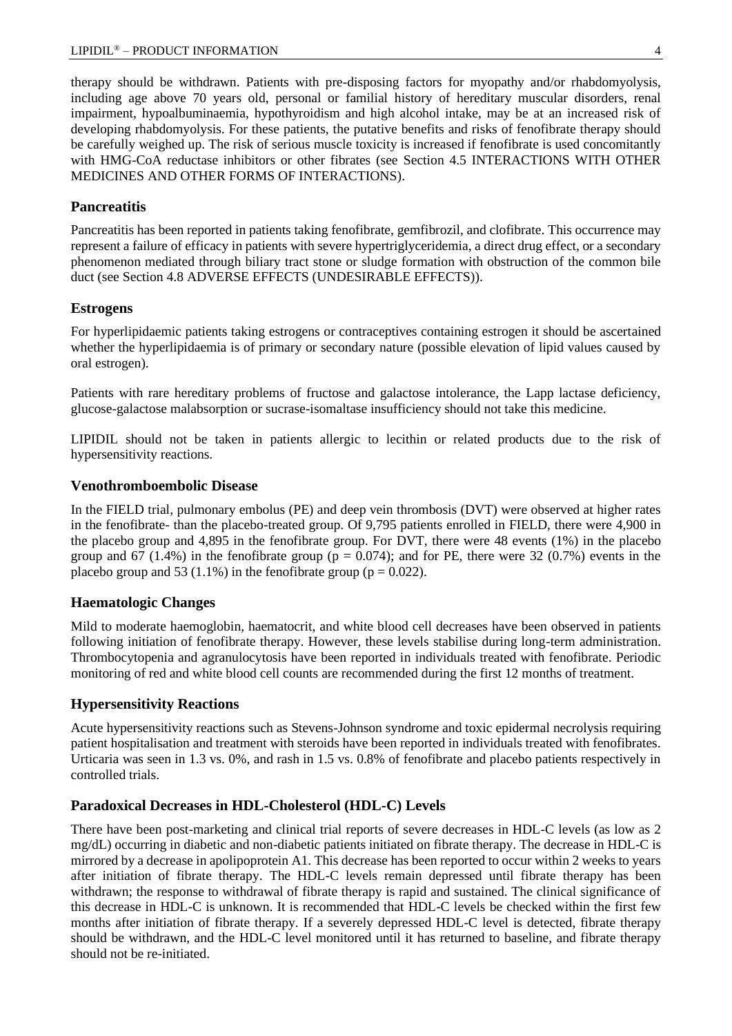therapy should be withdrawn. Patients with pre-disposing factors for myopathy and/or rhabdomyolysis, including age above 70 years old, personal or familial history of hereditary muscular disorders, renal impairment, hypoalbuminaemia, hypothyroidism and high alcohol intake, may be at an increased risk of developing rhabdomyolysis. For these patients, the putative benefits and risks of fenofibrate therapy should be carefully weighed up. The risk of serious muscle toxicity is increased if fenofibrate is used concomitantly with HMG-CoA reductase inhibitors or other fibrates (see Section 4.5 INTERACTIONS WITH OTHER MEDICINES AND OTHER FORMS OF INTERACTIONS).

### Pancreatitis

Pancreatitis has been reported in patients taking fenofibrate, gemfibrozil, and clofibrate. This occurrence may represent a failure of efficacy in patients with severe hypertriglyceridemia, a direct drug effect, or a secondary phenomenon mediated through biliary tract stone or sludge formation with obstruction of the common bile duct (see Section 4.8 ADVERSE EFFECTS (UNDESIRABLE EFFECTS)).

### Estrogens

For hyperlipidaemic patients taking estrogens or contraceptives containing estrogen it should be ascertained whether the hyperlipidaemia is of primary or secondary nature (possible elevation of lipid values caused by oral estrogen).

Patients with rare hereditary problems of fructose and galactose intolerance, the Lapp lactase deficiency, glucose-galactose malabsorption or sucrase-isomaltase insufficiency should not take this medicine.

LIPIDIL should not be taken in patients allergic to lecithin or related products due to the risk of hypersensitivity reactions.

### Venothromboembolic Disease

In the FIELD trial, pulmonary embolus (PE) and deep vein thrombosis (DVT) were observed at higher rates in the fenofibrate- than the placebo-treated group. Of 9,795 patients enrolled in FIELD, there were 4,900 in the placebo group and 4,895 in the fenofibrate group. For DVT, there were 48 events (1%) in the placebo group and 67 (1.4%) in the fenofibrate group ($p = 0.074$); and for PE, there were 32 (0.7%) events in the placebo group and 53 (1.1%) in the fenofibrate group ($p = 0.022$).

### Haematologic Changes

Mild to moderate haemoglobin, haematocrit, and white blood cell decreases have been observed in patients following initiation of fenofibrate therapy. However, these levels stabilise during long-term administration. Thrombocytopenia and agranulocytosis have been reported in individuals treated with fenofibrate. Periodic monitoring of red and white blood cell counts are recommended during the first 12 months of treatment.

### Hypersensitivity Reactions

Acute hypersensitivity reactions such as Stevens-Johnson syndrome and toxic epidermal necrolysis requiring patient hospitalisation and treatment with steroids have been reported in individuals treated with fenofibrates. Urticaria was seen in 1.3 vs. 0%, and rash in 1.5 vs. 0.8% of fenofibrate and placebo patients respectively in controlled trials.

### Paradoxical Decreases in HDL-Cholesterol (HDL-C) Levels

There have been post-marketing and clinical trial reports of severe decreases in HDL-C levels (as low as 2 mg/dL) occurring in diabetic and non-diabetic patients initiated on fibrate therapy. The decrease in HDL-C is mirrored by a decrease in apolipoprotein A1. This decrease has been reported to occur within 2 weeks to years after initiation of fibrate therapy. The HDL-C levels remain depressed until fibrate therapy has been withdrawn; the response to withdrawal of fibrate therapy is rapid and sustained. The clinical significance of this decrease in HDL-C is unknown. It is recommended that HDL-C levels be checked within the first few months after initiation of fibrate therapy. If a severely depressed HDL-C level is detected, fibrate therapy should be withdrawn, and the HDL-C level monitored until it has returned to baseline, and fibrate therapy should not be re-initiated.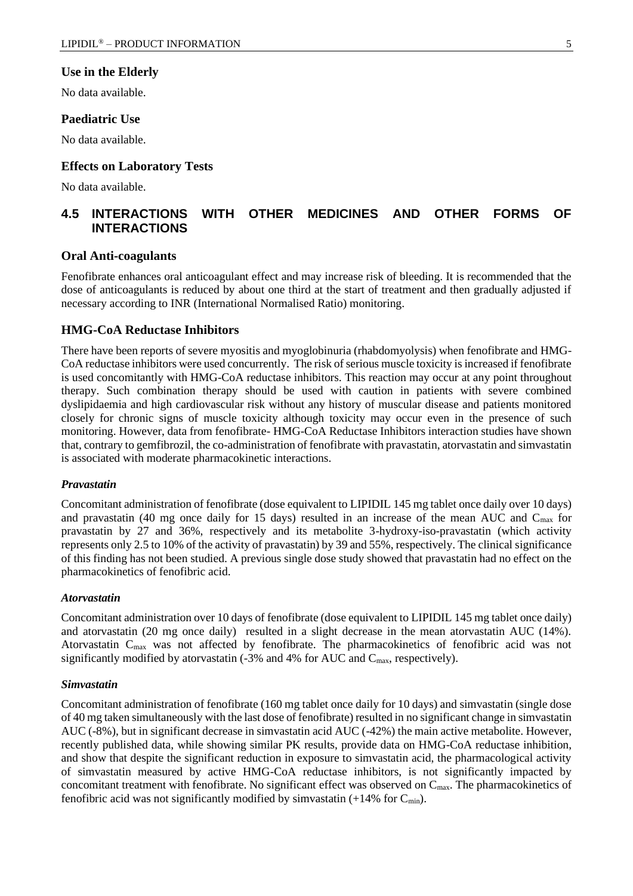### Use in the Elderly

No data available.

### Paediatric Use

No data available.

### Effects on Laboratory Tests

No data available.

## 4.5 INTERACTIONS WITH OTHER MEDICINES AND OTHER FORMS OF INTERACTIONS

### Oral Anti-coagulants

Fenofibrate enhances oral anticoagulant effect and may increase risk of bleeding. It is recommended that the dose of anticoagulants is reduced by about one third at the start of treatment and then gradually adjusted if necessary according to INR (International Normalised Ratio) monitoring.

### HMG-CoA Reductase Inhibitors

There have been reports of severe myositis and myoglobinuria (rhabdomyolysis) when fenofibrate and HMG-CoA reductase inhibitors were used concurrently. The risk of serious muscle toxicity is increased if fenofibrate is used concomitantly with HMG-CoA reductase inhibitors. This reaction may occur at any point throughout therapy. Such combination therapy should be used with caution in patients with severe combined dyslipidaemia and high cardiovascular risk without any history of muscular disease and patients monitored closely for chronic signs of muscle toxicity although toxicity may occur even in the presence of such monitoring. However, data from fenofibrate- HMG-CoA Reductase Inhibitors interaction studies have shown that, contrary to gemfibrozil, the co-administration of fenofibrate with pravastatin, atorvastatin and simvastatin is associated with moderate pharmacokinetic interactions.

#### *Pravastatin*

Concomitant administration of fenofibrate (dose equivalent to LIPIDIL 145 mg tablet once daily over 10 days) and pravastatin (40 mg once daily for 15 days) resulted in an increase of the mean AUC and $C_{max}$ for pravastatin by 27 and 36%, respectively and its metabolite 3-hydroxy-iso-pravastatin (which activity represents only 2.5 to 10% of the activity of pravastatin) by 39 and 55%, respectively. The clinical significance of this finding has not been studied. A previous single dose study showed that pravastatin had no effect on the pharmacokinetics of fenofibric acid.

#### *Atorvastatin*

Concomitant administration over 10 days of fenofibrate (dose equivalent to LIPIDIL 145 mg tablet once daily) and atorvastatin (20 mg once daily) resulted in a slight decrease in the mean atorvastatin AUC (14%). Atorvastatin $C_{max}$ was not affected by fenofibrate. The pharmacokinetics of fenofibric acid was not significantly modified by atorvastatin (-3% and 4% for AUC and $C_{max}$, respectively).

#### *Simvastatin*

Concomitant administration of fenofibrate (160 mg tablet once daily for 10 days) and simvastatin (single dose of 40 mg taken simultaneously with the last dose of fenofibrate) resulted in no significant change in simvastatin AUC (-8%), but in significant decrease in simvastatin acid AUC (-42%) the main active metabolite. However, recently published data, while showing similar PK results, provide data on HMG-CoA reductase inhibition, and show that despite the significant reduction in exposure to simvastatin acid, the pharmacological activity of simvastatin measured by active HMG-CoA reductase inhibitors, is not significantly impacted by concomitant treatment with fenofibrate. No significant effect was observed on $C_{max}$. The pharmacokinetics of fenofibric acid was not significantly modified by simvastatin (+14% for $C_{min}$).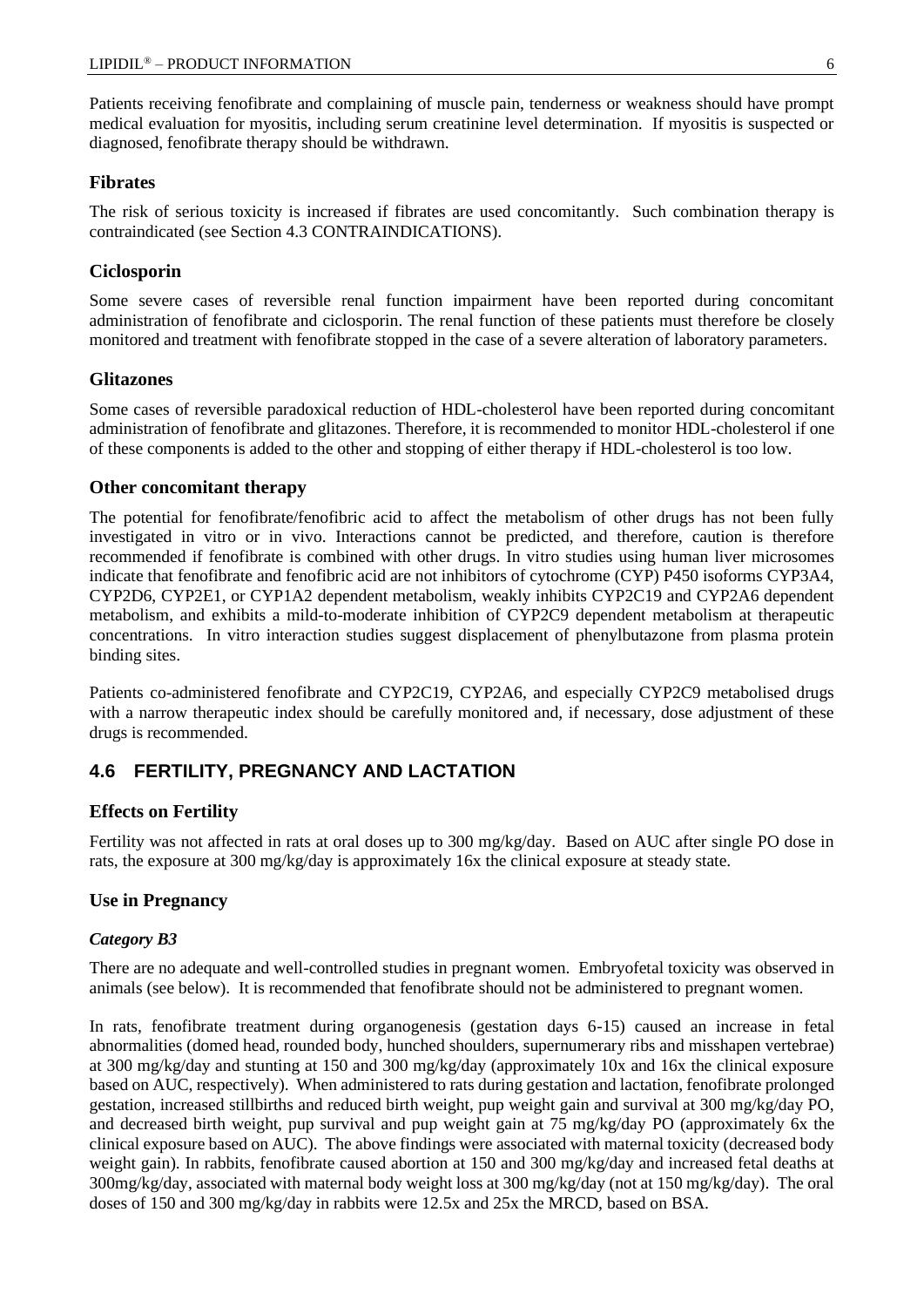Patients receiving fenofibrate and complaining of muscle pain, tenderness or weakness should have prompt medical evaluation for myositis, including serum creatinine level determination. If myositis is suspected or diagnosed, fenofibrate therapy should be withdrawn.

### Fibrates

The risk of serious toxicity is increased if fibrates are used concomitantly. Such combination therapy is contraindicated (see Section 4.3 CONTRAINDICATIONS).

### Ciclosporin

Some severe cases of reversible renal function impairment have been reported during concomitant administration of fenofibrate and ciclosporin. The renal function of these patients must therefore be closely monitored and treatment with fenofibrate stopped in the case of a severe alteration of laboratory parameters.

### Glitazones

Some cases of reversible paradoxical reduction of HDL-cholesterol have been reported during concomitant administration of fenofibrate and glitazones. Therefore, it is recommended to monitor HDL-cholesterol if one of these components is added to the other and stopping of either therapy if HDL-cholesterol is too low.

### Other concomitant therapy

The potential for fenofibrate/fenofibric acid to affect the metabolism of other drugs has not been fully investigated in vitro or in vivo. Interactions cannot be predicted, and therefore, caution is therefore recommended if fenofibrate is combined with other drugs. In vitro studies using human liver microsomes indicate that fenofibrate and fenofibric acid are not inhibitors of cytochrome (CYP) P450 isoforms CYP3A4, CYP2D6, CYP2E1, or CYP1A2 dependent metabolism, weakly inhibits CYP2C19 and CYP2A6 dependent metabolism, and exhibits a mild-to-moderate inhibition of CYP2C9 dependent metabolism at therapeutic concentrations. In vitro interaction studies suggest displacement of phenylbutazone from plasma protein binding sites.

Patients co-administered fenofibrate and CYP2C19, CYP2A6, and especially CYP2C9 metabolised drugs with a narrow therapeutic index should be carefully monitored and, if necessary, dose adjustment of these drugs is recommended.

## 4.6 FERTILITY, PREGNANCY AND LACTATION

### Effects on Fertility

Fertility was not affected in rats at oral doses up to 300 mg/kg/day. Based on AUC after single PO dose in rats, the exposure at 300 mg/kg/day is approximately 16x the clinical exposure at steady state.

### Use in Pregnancy

#### *Category B3*

There are no adequate and well-controlled studies in pregnant women. Embryofetal toxicity was observed in animals (see below). It is recommended that fenofibrate should not be administered to pregnant women.

In rats, fenofibrate treatment during organogenesis (gestation days 6-15) caused an increase in fetal abnormalities (domed head, rounded body, hunched shoulders, supernumerary ribs and misshapen vertebrae) at 300 mg/kg/day and stunting at 150 and 300 mg/kg/day (approximately 10x and 16x the clinical exposure based on AUC, respectively). When administered to rats during gestation and lactation, fenofibrate prolonged gestation, increased stillbirths and reduced birth weight, pup weight gain and survival at 300 mg/kg/day PO, and decreased birth weight, pup survival and pup weight gain at 75 mg/kg/day PO (approximately 6x the clinical exposure based on AUC). The above findings were associated with maternal toxicity (decreased body weight gain). In rabbits, fenofibrate caused abortion at 150 and 300 mg/kg/day and increased fetal deaths at 300mg/kg/day, associated with maternal body weight loss at 300 mg/kg/day (not at 150 mg/kg/day). The oral doses of 150 and 300 mg/kg/day in rabbits were 12.5x and 25x the MRCD, based on BSA.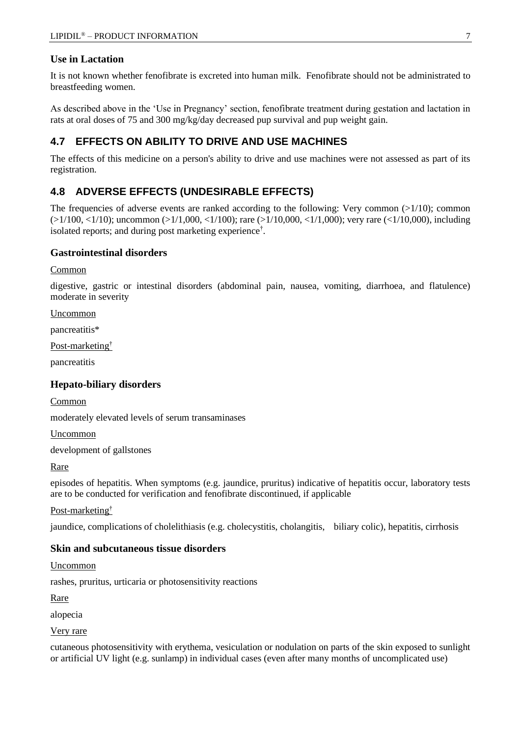### Use in Lactation

It is not known whether fenofibrate is excreted into human milk. Fenofibrate should not be administrated to breastfeeding women.

As described above in the 'Use in Pregnancy' section, fenofibrate treatment during gestation and lactation in rats at oral doses of 75 and 300 mg/kg/day decreased pup survival and pup weight gain.

## 4.7 EFFECTS ON ABILITY TO DRIVE AND USE MACHINES

The effects of this medicine on a person's ability to drive and use machines were not assessed as part of its registration.

## 4.8 ADVERSE EFFECTS (UNDESIRABLE EFFECTS)

The frequencies of adverse events are ranked according to the following: Very common (>1/10); common (>1/100, <1/10); uncommon (>1/1,000, <1/100); rare (>1/10,000, <1/1,000); very rare (<1/10,000), including isolated reports; and during post marketing experience†.

### Gastrointestinal disorders

Common

digestive, gastric or intestinal disorders (abdominal pain, nausea, vomiting, diarrhoea, and flatulence) moderate in severity

Uncommon

pancreatitis*

Post-marketing†

pancreatitis

### Hepato-biliary disorders

Common

moderately elevated levels of serum transaminases

Uncommon

development of gallstones

Rare

episodes of hepatitis. When symptoms (e.g. jaundice, pruritus) indicative of hepatitis occur, laboratory tests are to be conducted for verification and fenofibrate discontinued, if applicable

Post-marketing†

jaundice, complications of cholelithiasis (e.g. cholecystitis, cholangitis, biliary colic), hepatitis, cirrhosis

### Skin and subcutaneous tissue disorders

Uncommon

rashes, pruritus, urticaria or photosensitivity reactions

Rare

alopecia

Very rare

cutaneous photosensitivity with erythema, vesiculation or nodulation on parts of the skin exposed to sunlight or artificial UV light (e.g. sunlamp) in individual cases (even after many months of uncomplicated use)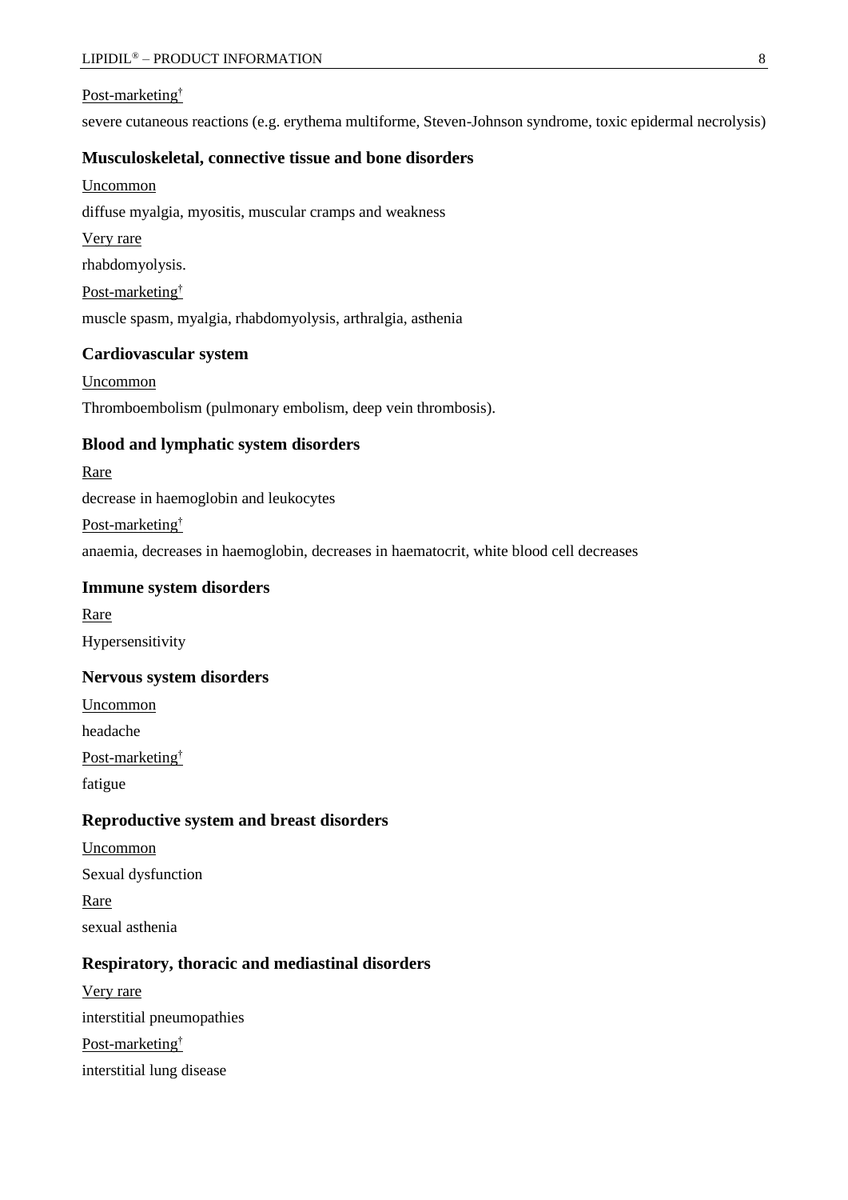Post-marketing[†]

severe cutaneous reactions (e.g. erythema multiforme, Steven-Johnson syndrome, toxic epidermal necrolysis)

### Musculoskeletal, connective tissue and bone disorders

Uncommon

diffuse myalgia, myositis, muscular cramps and weakness

Very rare

rhabdomyolysis.

Post-marketing[†]

muscle spasm, myalgia, rhabdomyolysis, arthralgia, asthenia

### Cardiovascular system

Uncommon

Thromboembolism (pulmonary embolism, deep vein thrombosis).

### Blood and lymphatic system disorders

Rare

decrease in haemoglobin and leukocytes

Post-marketing[†]

anaemia, decreases in haemoglobin, decreases in haematocrit, white blood cell decreases

### Immune system disorders

Rare

Hypersensitivity

### Nervous system disorders

Uncommon

headache

Post-marketing[†]

fatigue

### Reproductive system and breast disorders

Uncommon

Sexual dysfunction

Rare

sexual asthenia

### Respiratory, thoracic and mediastinal disorders

Very rare

interstitial pneumopathies

Post-marketing[†]

interstitial lung disease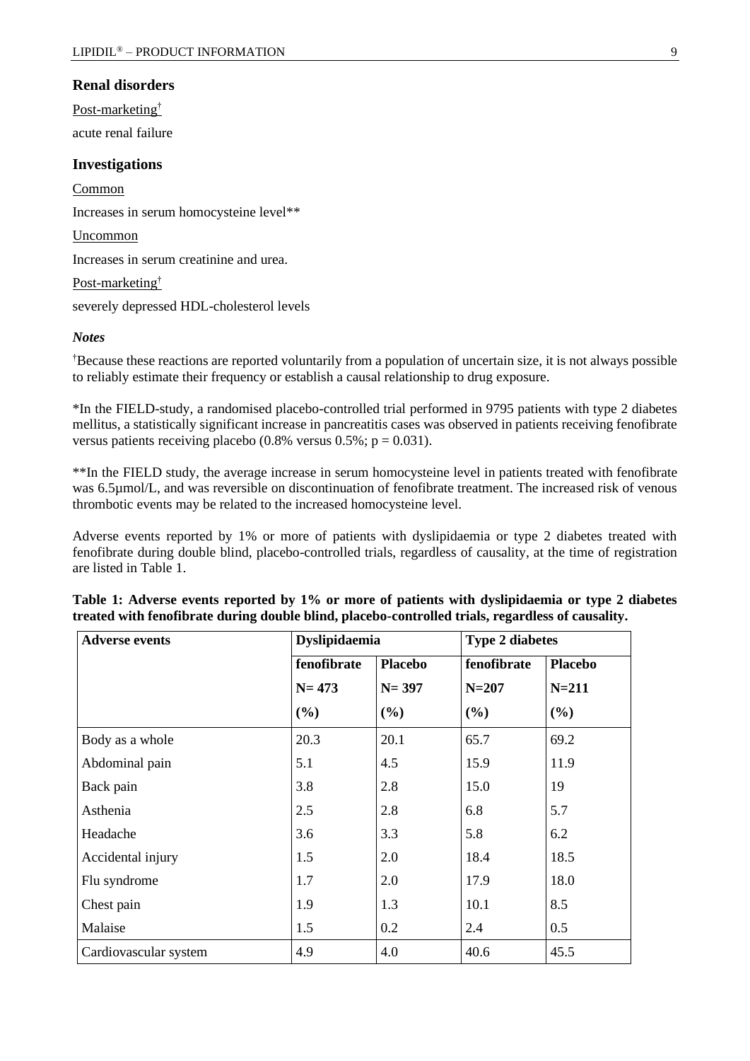### Renal disorders

Post-marketing[†]

acute renal failure

### Investigations

Common

Increases in serum homocysteine level**

Uncommon

Increases in serum creatinine and urea.

Post-marketing[†]

severely depressed HDL-cholesterol levels

#### *Notes*

[†]Because these reactions are reported voluntarily from a population of uncertain size, it is not always possible to reliably estimate their frequency or establish a causal relationship to drug exposure.

*In the FIELD-study, a randomised placebo-controlled trial performed in 9795 patients with type 2 diabetes mellitus, a statistically significant increase in pancreatitis cases was observed in patients receiving fenofibrate versus patients receiving placebo (0.8% versus 0.5%; $p = 0.031$).

**In the FIELD study, the average increase in serum homocysteine level in patients treated with fenofibrate was 6.5μmol/L, and was reversible on discontinuation of fenofibrate treatment. The increased risk of venous thrombotic events may be related to the increased homocysteine level.

Adverse events reported by 1% or more of patients with dyslipidaemia or type 2 diabetes treated with fenofibrate during double blind, placebo-controlled trials, regardless of causality, at the time of registration are listed in Table 1.

**Table 1: Adverse events reported by 1% or more of patients with dyslipidaemia or type 2 diabetes treated with fenofibrate during double blind, placebo-controlled trials, regardless of causality.**

| Adverse events | Dyslipidaemia | | Type 2 diabetes | |
|---|---|---|---|---|
| | fenofibrate N= 473 (%) | Placebo N= 397 (%) | fenofibrate N=207 (%) | Placebo N=211 (%) |
| Body as a whole | 20.3 | 20.1 | 65.7 | 69.2 |
| Abdominal pain | 5.1 | 4.5 | 15.9 | 11.9 |
| Back pain | 3.8 | 2.8 | 15.0 | 19 |
| Asthenia | 2.5 | 2.8 | 6.8 | 5.7 |
| Headache | 3.6 | 3.3 | 5.8 | 6.2 |
| Accidental injury | 1.5 | 2.0 | 18.4 | 18.5 |
| Flu syndrome | 1.7 | 2.0 | 17.9 | 18.0 |
| Chest pain | 1.9 | 1.3 | 10.1 | 8.5 |
| Malaise | 1.5 | 0.2 | 2.4 | 0.5 |
| Cardiovascular system | 4.9 | 4.0 | 40.6 | 45.5 |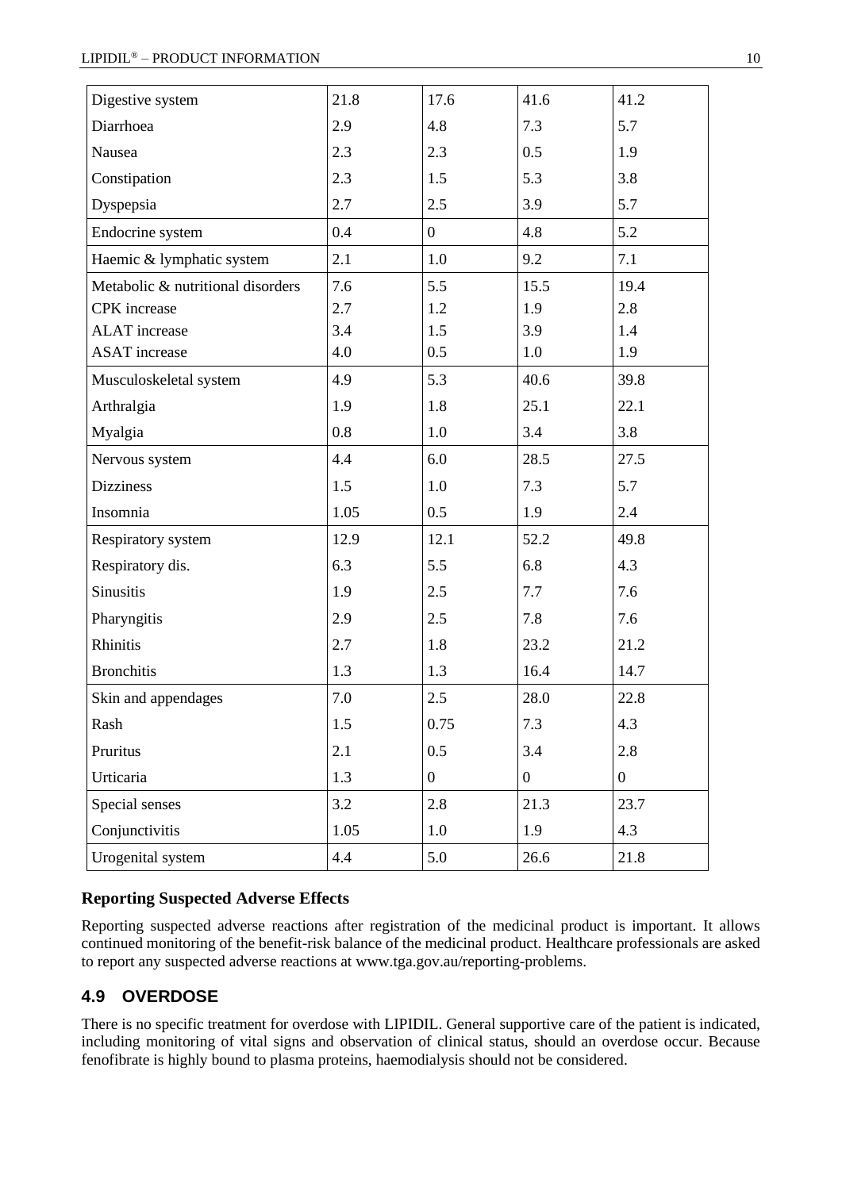| | | | | |
|---|---|---|---|---|
| Digestive system | 21.8 | 17.6 | 41.6 | 41.2 |
| Diarrhoea | 2.9 | 4.8 | 7.3 | 5.7 |
| Nausea | 2.3 | 2.3 | 0.5 | 1.9 |
| Constipation | 2.3 | 1.5 | 5.3 | 3.8 |
| Dyspepsia | 2.7 | 2.5 | 3.9 | 5.7 |
| Endocrine system | 0.4 | 0 | 4.8 | 5.2 |
| Haemic & lymphatic system | 2.1 | 1.0 | 9.2 | 7.1 |
| Metabolic & nutritional disorders | 7.6 | 5.5 | 15.5 | 19.4 |
| CPK increase | 2.7 | 1.2 | 1.9 | 2.8 |
| ALAT increase | 3.4 | 1.5 | 3.9 | 1.4 |
| ASAT increase | 4.0 | 0.5 | 1.0 | 1.9 |
| Musculoskeletal system | 4.9 | 5.3 | 40.6 | 39.8 |
| Arthralgia | 1.9 | 1.8 | 25.1 | 22.1 |
| Myalgia | 0.8 | 1.0 | 3.4 | 3.8 |
| Nervous system | 4.4 | 6.0 | 28.5 | 27.5 |
| Dizziness | 1.5 | 1.0 | 7.3 | 5.7 |
| Insomnia | 1.05 | 0.5 | 1.9 | 2.4 |
| Respiratory system | 12.9 | 12.1 | 52.2 | 49.8 |
| Respiratory dis. | 6.3 | 5.5 | 6.8 | 4.3 |
| Sinusitis | 1.9 | 2.5 | 7.7 | 7.6 |
| Pharyngitis | 2.9 | 2.5 | 7.8 | 7.6 |
| Rhinitis | 2.7 | 1.8 | 23.2 | 21.2 |
| Bronchitis | 1.3 | 1.3 | 16.4 | 14.7 |
| Skin and appendages | 7.0 | 2.5 | 28.0 | 22.8 |
| Rash | 1.5 | 0.75 | 7.3 | 4.3 |
| Pruritus | 2.1 | 0.5 | 3.4 | 2.8 |
| Urticaria | 1.3 | 0 | 0 | 0 |
| Special senses | 3.2 | 2.8 | 21.3 | 23.7 |
| Conjunctivitis | 1.05 | 1.0 | 1.9 | 4.3 |
| Urogenital system | 4.4 | 5.0 | 26.6 | 21.8 |

### Reporting Suspected Adverse Effects

Reporting suspected adverse reactions after registration of the medicinal product is important. It allows continued monitoring of the benefit-risk balance of the medicinal product. Healthcare professionals are asked to report any suspected adverse reactions at www.tga.gov.au/reporting-problems.

## 4.9 OVERDOSE

There is no specific treatment for overdose with LIPIDIL. General supportive care of the patient is indicated, including monitoring of vital signs and observation of clinical status, should an overdose occur. Because fenofibrate is highly bound to plasma proteins, haemodialysis should not be considered.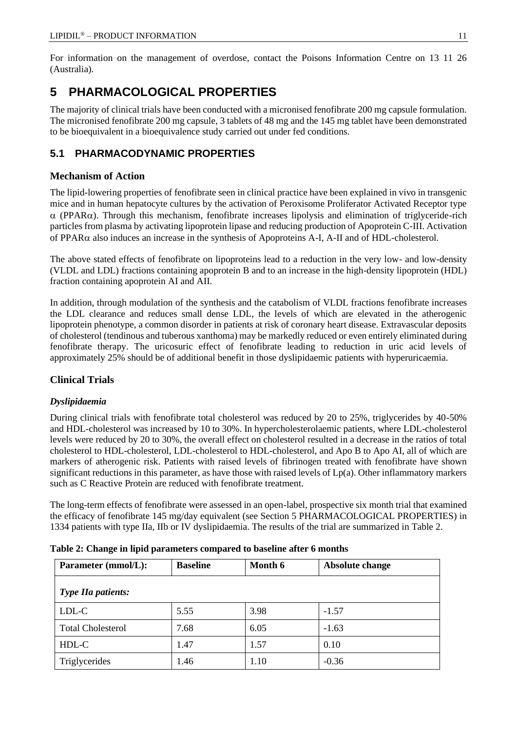For information on the management of overdose, contact the Poisons Information Centre on 13 11 26 (Australia).

# 5 PHARMACOLOGICAL PROPERTIES

The majority of clinical trials have been conducted with a micronised fenofibrate 200 mg capsule formulation. The micronised fenofibrate 200 mg capsule, 3 tablets of 48 mg and the 145 mg tablet have been demonstrated to be bioequivalent in a bioequivalence study carried out under fed conditions.

## 5.1 PHARMACODYNAMIC PROPERTIES

### Mechanism of Action

The lipid-lowering properties of fenofibrate seen in clinical practice have been explained in vivo in transgenic mice and in human hepatocyte cultures by the activation of Peroxisome Proliferator Activated Receptor type $\alpha$ (PPAR$\alpha$). Through this mechanism, fenofibrate increases lipolysis and elimination of triglyceride-rich particles from plasma by activating lipoprotein lipase and reducing production of Apoprotein C-III. Activation of PPAR$\alpha$ also induces an increase in the synthesis of Apoproteins A-I, A-II and of HDL-cholesterol.

The above stated effects of fenofibrate on lipoproteins lead to a reduction in the very low- and low-density (VLDL and LDL) fractions containing apoprotein B and to an increase in the high-density lipoprotein (HDL) fraction containing apoprotein AI and AII.

In addition, through modulation of the synthesis and the catabolism of VLDL fractions fenofibrate increases the LDL clearance and reduces small dense LDL, the levels of which are elevated in the atherogenic lipoprotein phenotype, a common disorder in patients at risk of coronary heart disease. Extravascular deposits of cholesterol (tendinous and tuberous xanthoma) may be markedly reduced or even entirely eliminated during fenofibrate therapy. The uricosuric effect of fenofibrate leading to reduction in uric acid levels of approximately 25% should be of additional benefit in those dyslipidaemic patients with hyperuricaemia.

### Clinical Trials

#### *Dyslipidaemia*

During clinical trials with fenofibrate total cholesterol was reduced by 20 to 25%, triglycerides by 40-50% and HDL-cholesterol was increased by 10 to 30%. In hypercholesterolaemic patients, where LDL-cholesterol levels were reduced by 20 to 30%, the overall effect on cholesterol resulted in a decrease in the ratios of total cholesterol to HDL-cholesterol, LDL-cholesterol to HDL-cholesterol, and Apo B to Apo AI, all of which are markers of atherogenic risk. Patients with raised levels of fibrinogen treated with fenofibrate have shown significant reductions in this parameter, as have those with raised levels of Lp(a). Other inflammatory markers such as C Reactive Protein are reduced with fenofibrate treatment.

The long-term effects of fenofibrate were assessed in an open-label, prospective six month trial that examined the efficacy of fenofibrate 145 mg/day equivalent (see Section 5 PHARMACOLOGICAL PROPERTIES) in 1334 patients with type IIa, IIb or IV dyslipidaemia. The results of the trial are summarized in Table 2.

**Table 2: Change in lipid parameters compared to baseline after 6 months**

| Parameter (mmol/L): | Baseline | Month 6 | Absolute change |
|---|---|---|---|
| *Type IIa patients:* | | | |
| LDL-C | 5.55 | 3.98 | -1.57 |
| Total Cholesterol | 7.68 | 6.05 | -1.63 |
| HDL-C | 1.47 | 1.57 | 0.10 |
| Triglycerides | 1.46 | 1.10 | -0.36 |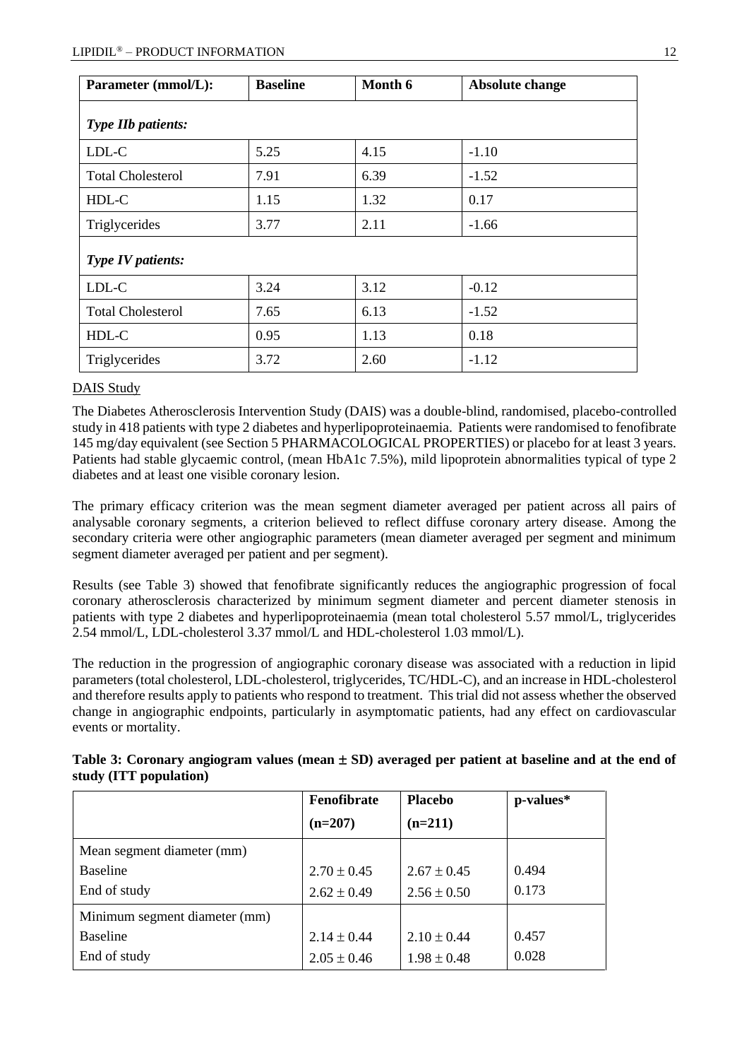| Parameter (mmol/L): | Baseline | Month 6 | Absolute change |
|---|---|---|---|
| *Type IIb patients:* | | | |
| LDL-C | 5.25 | 4.15 | -1.10 |
| Total Cholesterol | 7.91 | 6.39 | -1.52 |
| HDL-C | 1.15 | 1.32 | 0.17 |
| Triglycerides | 3.77 | 2.11 | -1.66 |
| *Type IV patients:* | | | |
| LDL-C | 3.24 | 3.12 | -0.12 |
| Total Cholesterol | 7.65 | 6.13 | -1.52 |
| HDL-C | 0.95 | 1.13 | 0.18 |
| Triglycerides | 3.72 | 2.60 | -1.12 |

DAIS Study

The Diabetes Atherosclerosis Intervention Study (DAIS) was a double-blind, randomised, placebo-controlled study in 418 patients with type 2 diabetes and hyperlipoproteinaemia. Patients were randomised to fenofibrate 145 mg/day equivalent (see Section 5 PHARMACOLOGICAL PROPERTIES) or placebo for at least 3 years. Patients had stable glycaemic control, (mean HbA1c 7.5%), mild lipoprotein abnormalities typical of type 2 diabetes and at least one visible coronary lesion.

The primary efficacy criterion was the mean segment diameter averaged per patient across all pairs of analysable coronary segments, a criterion believed to reflect diffuse coronary artery disease. Among the secondary criteria were other angiographic parameters (mean diameter averaged per segment and minimum segment diameter averaged per patient and per segment).

Results (see Table 3) showed that fenofibrate significantly reduces the angiographic progression of focal coronary atherosclerosis characterized by minimum segment diameter and percent diameter stenosis in patients with type 2 diabetes and hyperlipoproteinaemia (mean total cholesterol 5.57 mmol/L, triglycerides 2.54 mmol/L, LDL-cholesterol 3.37 mmol/L and HDL-cholesterol 1.03 mmol/L).

The reduction in the progression of angiographic coronary disease was associated with a reduction in lipid parameters (total cholesterol, LDL-cholesterol, triglycerides, TC/HDL-C), and an increase in HDL-cholesterol and therefore results apply to patients who respond to treatment. This trial did not assess whether the observed change in angiographic endpoints, particularly in asymptomatic patients, had any effect on cardiovascular events or mortality.

**Table 3: Coronary angiogram values (mean ± SD) averaged per patient at baseline and at the end of study (ITT population)**

| | Fenofibrate (n=207) | Placebo (n=211) | p-values* |
|---|---|---|---|
| Mean segment diameter (mm) | | | |
| Baseline | 2.70 ± 0.45 | 2.67 ± 0.45 | 0.494 |
| End of study | 2.62 ± 0.49 | 2.56 ± 0.50 | 0.173 |
| Minimum segment diameter (mm) | | | |
| Baseline | 2.14 ± 0.44 | 2.10 ± 0.44 | 0.457 |
| End of study | 2.05 ± 0.46 | 1.98 ± 0.48 | 0.028 |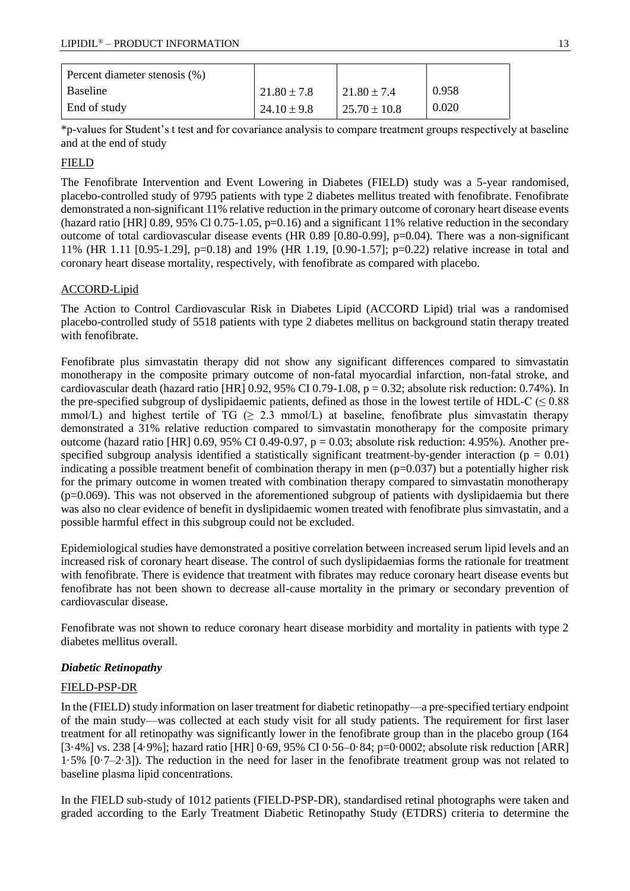| Percent diameter stenosis (%) | | | |
|---|---|---|---|
| Baseline | 21.80 ± 7.8 | 21.80 ± 7.4 | 0.958 |
| End of study | 24.10 ± 9.8 | 25.70 ± 10.8 | 0.020 |

*p-values for Student's t test and for covariance analysis to compare treatment groups respectively at baseline and at the end of study

FIELD

The Fenofibrate Intervention and Event Lowering in Diabetes (FIELD) study was a 5-year randomised, placebo-controlled study of 9795 patients with type 2 diabetes mellitus treated with fenofibrate. Fenofibrate demonstrated a non-significant 11% relative reduction in the primary outcome of coronary heart disease events (hazard ratio [HR] 0.89, 95% Cl 0.75-1.05, p=0.16) and a significant 11% relative reduction in the secondary outcome of total cardiovascular disease events (HR 0.89 [0.80-0.99], p=0.04). There was a non-significant 11% (HR 1.11 [0.95-1.29], p=0.18) and 19% (HR 1.19, [0.90-1.57]; p=0.22) relative increase in total and coronary heart disease mortality, respectively, with fenofibrate as compared with placebo.

ACCORD-Lipid

The Action to Control Cardiovascular Risk in Diabetes Lipid (ACCORD Lipid) trial was a randomised placebo-controlled study of 5518 patients with type 2 diabetes mellitus on background statin therapy treated with fenofibrate.

Fenofibrate plus simvastatin therapy did not show any significant differences compared to simvastatin monotherapy in the composite primary outcome of non-fatal myocardial infarction, non-fatal stroke, and cardiovascular death (hazard ratio [HR] 0.92, 95% CI 0.79-1.08, p = 0.32; absolute risk reduction: 0.74%). In the pre-specified subgroup of dyslipidaemic patients, defined as those in the lowest tertile of HDL-C (≤ 0.88 mmol/L) and highest tertile of TG (≥ 2.3 mmol/L) at baseline, fenofibrate plus simvastatin therapy demonstrated a 31% relative reduction compared to simvastatin monotherapy for the composite primary outcome (hazard ratio [HR] 0.69, 95% CI 0.49-0.97, p = 0.03; absolute risk reduction: 4.95%). Another pre-specified subgroup analysis identified a statistically significant treatment-by-gender interaction (p = 0.01) indicating a possible treatment benefit of combination therapy in men (p=0.037) but a potentially higher risk for the primary outcome in women treated with combination therapy compared to simvastatin monotherapy (p=0.069). This was not observed in the aforementioned subgroup of patients with dyslipidaemia but there was also no clear evidence of benefit in dyslipidaemic women treated with fenofibrate plus simvastatin, and a possible harmful effect in this subgroup could not be excluded.

Epidemiological studies have demonstrated a positive correlation between increased serum lipid levels and an increased risk of coronary heart disease. The control of such dyslipidaemias forms the rationale for treatment with fenofibrate. There is evidence that treatment with fibrates may reduce coronary heart disease events but fenofibrate has not been shown to decrease all-cause mortality in the primary or secondary prevention of cardiovascular disease.

Fenofibrate was not shown to reduce coronary heart disease morbidity and mortality in patients with type 2 diabetes mellitus overall.

***Diabetic Retinopathy***

FIELD-PSP-DR

In the (FIELD) study information on laser treatment for diabetic retinopathy—a pre-specified tertiary endpoint of the main study—was collected at each study visit for all study patients. The requirement for first laser treatment for all retinopathy was significantly lower in the fenofibrate group than in the placebo group (164 [3·4%] vs. 238 [4·9%]; hazard ratio [HR] 0·69, 95% CI 0·56–0·84; p=0·0002; absolute risk reduction [ARR] 1·5% [0·7–2·3]). The reduction in the need for laser in the fenofibrate treatment group was not related to baseline plasma lipid concentrations.

In the FIELD sub-study of 1012 patients (FIELD-PSP-DR), standardised retinal photographs were taken and graded according to the Early Treatment Diabetic Retinopathy Study (ETDRS) criteria to determine the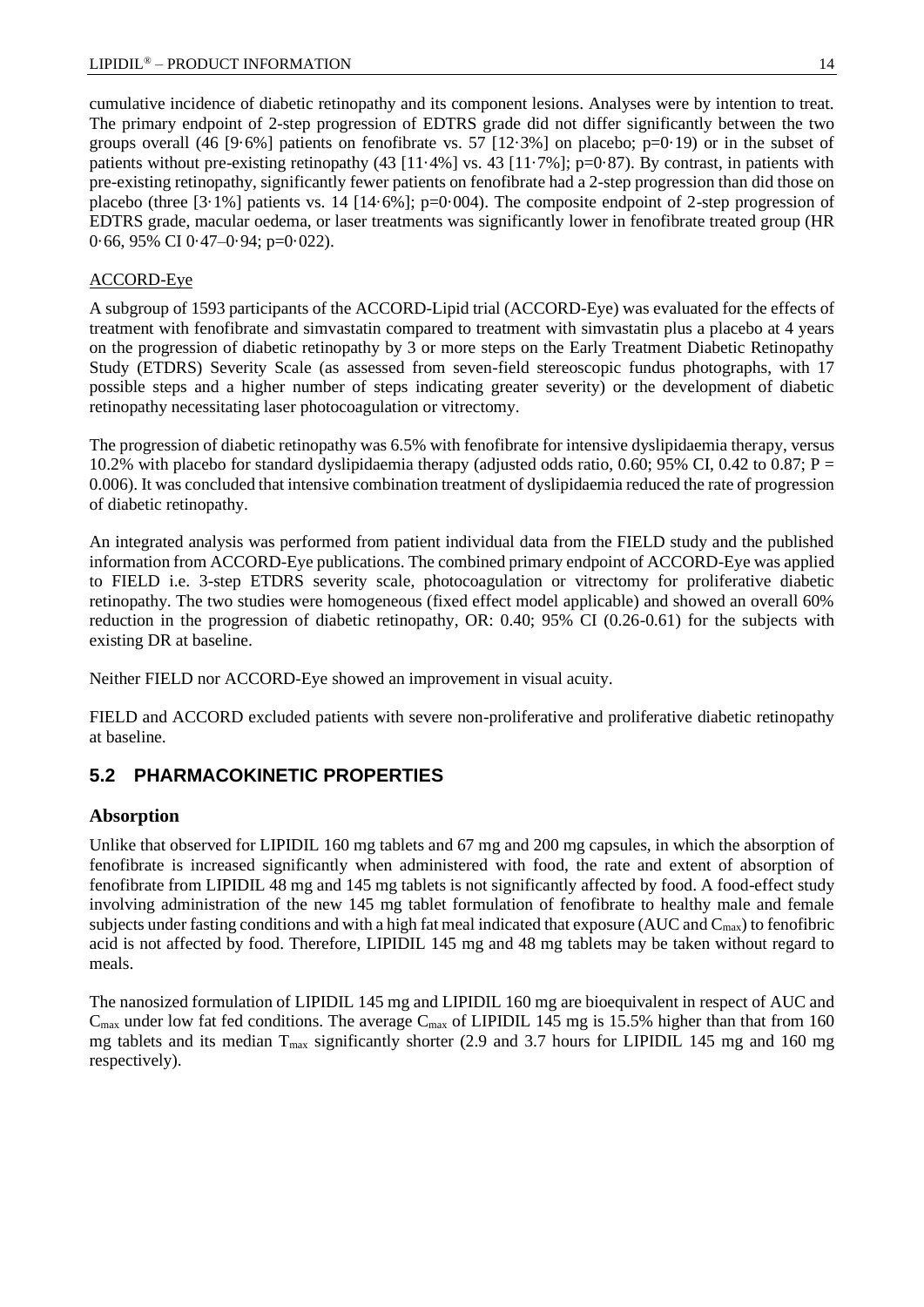cumulative incidence of diabetic retinopathy and its component lesions. Analyses were by intention to treat. The primary endpoint of 2-step progression of EDTRS grade did not differ significantly between the two groups overall (46 [9·6%] patients on fenofibrate vs. 57 [12·3%] on placebo; p=0·19) or in the subset of patients without pre-existing retinopathy (43 [11·4%] vs. 43 [11·7%]; p=0·87). By contrast, in patients with pre-existing retinopathy, significantly fewer patients on fenofibrate had a 2-step progression than did those on placebo (three [3·1%] patients vs. 14 [14·6%]; p=0·004). The composite endpoint of 2-step progression of EDTRS grade, macular oedema, or laser treatments was significantly lower in fenofibrate treated group (HR 0·66, 95% CI 0·47–0·94; p=0·022).

ACCORD-Eye

A subgroup of 1593 participants of the ACCORD-Lipid trial (ACCORD-Eye) was evaluated for the effects of treatment with fenofibrate and simvastatin compared to treatment with simvastatin plus a placebo at 4 years on the progression of diabetic retinopathy by 3 or more steps on the Early Treatment Diabetic Retinopathy Study (ETDRS) Severity Scale (as assessed from seven-field stereoscopic fundus photographs, with 17 possible steps and a higher number of steps indicating greater severity) or the development of diabetic retinopathy necessitating laser photocoagulation or vitrectomy.

The progression of diabetic retinopathy was 6.5% with fenofibrate for intensive dyslipidaemia therapy, versus 10.2% with placebo for standard dyslipidaemia therapy (adjusted odds ratio, 0.60; 95% CI, 0.42 to 0.87; P = 0.006). It was concluded that intensive combination treatment of dyslipidaemia reduced the rate of progression of diabetic retinopathy.

An integrated analysis was performed from patient individual data from the FIELD study and the published information from ACCORD-Eye publications. The combined primary endpoint of ACCORD-Eye was applied to FIELD i.e. 3-step ETDRS severity scale, photocoagulation or vitrectomy for proliferative diabetic retinopathy. The two studies were homogeneous (fixed effect model applicable) and showed an overall 60% reduction in the progression of diabetic retinopathy, OR: 0.40; 95% CI (0.26-0.61) for the subjects with existing DR at baseline.

Neither FIELD nor ACCORD-Eye showed an improvement in visual acuity.

FIELD and ACCORD excluded patients with severe non-proliferative and proliferative diabetic retinopathy at baseline.

## 5.2 PHARMACOKINETIC PROPERTIES

### Absorption

Unlike that observed for LIPIDIL 160 mg tablets and 67 mg and 200 mg capsules, in which the absorption of fenofibrate is increased significantly when administered with food, the rate and extent of absorption of fenofibrate from LIPIDIL 48 mg and 145 mg tablets is not significantly affected by food. A food-effect study involving administration of the new 145 mg tablet formulation of fenofibrate to healthy male and female subjects under fasting conditions and with a high fat meal indicated that exposure (AUC and $C_{max}$) to fenofibric acid is not affected by food. Therefore, LIPIDIL 145 mg and 48 mg tablets may be taken without regard to meals.

The nanosized formulation of LIPIDIL 145 mg and LIPIDIL 160 mg are bioequivalent in respect of AUC and $C_{max}$ under low fat fed conditions. The average $C_{max}$ of LIPIDIL 145 mg is 15.5% higher than that from 160 mg tablets and its median $T_{max}$ significantly shorter (2.9 and 3.7 hours for LIPIDIL 145 mg and 160 mg respectively).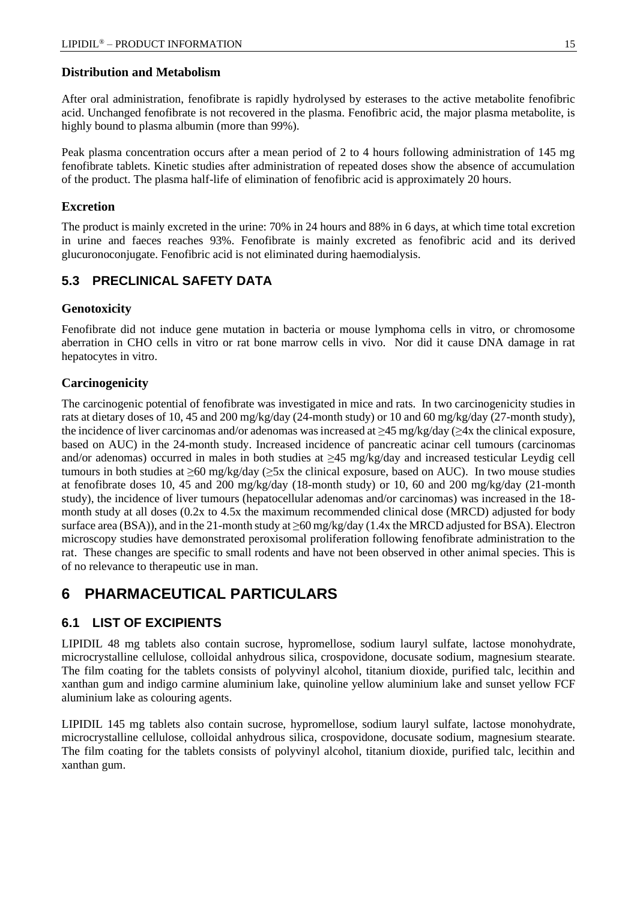### Distribution and Metabolism

After oral administration, fenofibrate is rapidly hydrolysed by esterases to the active metabolite fenofibric acid. Unchanged fenofibrate is not recovered in the plasma. Fenofibric acid, the major plasma metabolite, is highly bound to plasma albumin (more than 99%).

Peak plasma concentration occurs after a mean period of 2 to 4 hours following administration of 145 mg fenofibrate tablets. Kinetic studies after administration of repeated doses show the absence of accumulation of the product. The plasma half-life of elimination of fenofibric acid is approximately 20 hours.

### Excretion

The product is mainly excreted in the urine: 70% in 24 hours and 88% in 6 days, at which time total excretion in urine and faeces reaches 93%. Fenofibrate is mainly excreted as fenofibric acid and its derived glucuronoconjugate. Fenofibric acid is not eliminated during haemodialysis.

## 5.3 PRECLINICAL SAFETY DATA

### Genotoxicity

Fenofibrate did not induce gene mutation in bacteria or mouse lymphoma cells in vitro, or chromosome aberration in CHO cells in vitro or rat bone marrow cells in vivo. Nor did it cause DNA damage in rat hepatocytes in vitro.

### Carcinogenicity

The carcinogenic potential of fenofibrate was investigated in mice and rats. In two carcinogenicity studies in rats at dietary doses of 10, 45 and 200 mg/kg/day (24-month study) or 10 and 60 mg/kg/day (27-month study), the incidence of liver carcinomas and/or adenomas was increased at ≥45 mg/kg/day (≥4x the clinical exposure, based on AUC) in the 24-month study. Increased incidence of pancreatic acinar cell tumours (carcinomas and/or adenomas) occurred in males in both studies at ≥45 mg/kg/day and increased testicular Leydig cell tumours in both studies at ≥60 mg/kg/day (≥5x the clinical exposure, based on AUC). In two mouse studies at fenofibrate doses 10, 45 and 200 mg/kg/day (18-month study) or 10, 60 and 200 mg/kg/day (21-month study), the incidence of liver tumours (hepatocellular adenomas and/or carcinomas) was increased in the 18-month study at all doses (0.2x to 4.5x the maximum recommended clinical dose (MRCD) adjusted for body surface area (BSA)), and in the 21-month study at ≥60 mg/kg/day (1.4x the MRCD adjusted for BSA). Electron microscopy studies have demonstrated peroxisomal proliferation following fenofibrate administration to the rat. These changes are specific to small rodents and have not been observed in other animal species. This is of no relevance to therapeutic use in man.

# 6 PHARMACEUTICAL PARTICULARS

## 6.1 LIST OF EXCIPIENTS

LIPIDIL 48 mg tablets also contain sucrose, hypromellose, sodium lauryl sulfate, lactose monohydrate, microcrystalline cellulose, colloidal anhydrous silica, crospovidone, docusate sodium, magnesium stearate. The film coating for the tablets consists of polyvinyl alcohol, titanium dioxide, purified talc, lecithin and xanthan gum and indigo carmine aluminium lake, quinoline yellow aluminium lake and sunset yellow FCF aluminium lake as colouring agents.

LIPIDIL 145 mg tablets also contain sucrose, hypromellose, sodium lauryl sulfate, lactose monohydrate, microcrystalline cellulose, colloidal anhydrous silica, crospovidone, docusate sodium, magnesium stearate. The film coating for the tablets consists of polyvinyl alcohol, titanium dioxide, purified talc, lecithin and xanthan gum.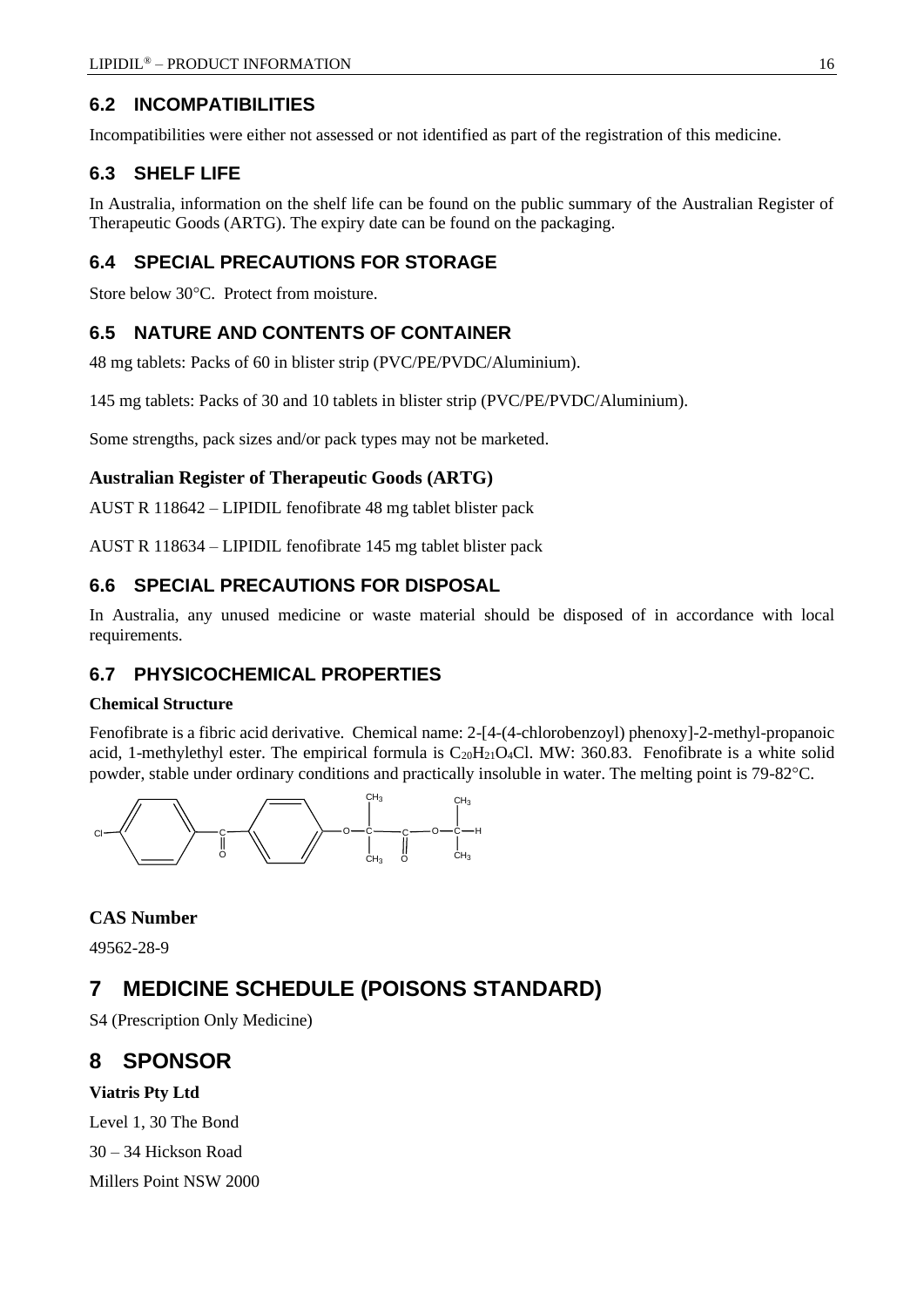## 6.2 INCOMPATIBILITIES

Incompatibilities were either not assessed or not identified as part of the registration of this medicine.

## 6.3 SHELF LIFE

In Australia, information on the shelf life can be found on the public summary of the Australian Register of Therapeutic Goods (ARTG). The expiry date can be found on the packaging.

## 6.4 SPECIAL PRECAUTIONS FOR STORAGE

Store below 30°C. Protect from moisture.

## 6.5 NATURE AND CONTENTS OF CONTAINER

48 mg tablets: Packs of 60 in blister strip (PVC/PE/PVDC/Aluminium).

145 mg tablets: Packs of 30 and 10 tablets in blister strip (PVC/PE/PVDC/Aluminium).

Some strengths, pack sizes and/or pack types may not be marketed.

### Australian Register of Therapeutic Goods (ARTG)

AUST R 118642 – LIPIDIL fenofibrate 48 mg tablet blister pack

AUST R 118634 – LIPIDIL fenofibrate 145 mg tablet blister pack

## 6.6 SPECIAL PRECAUTIONS FOR DISPOSAL

In Australia, any unused medicine or waste material should be disposed of in accordance with local requirements.

## 6.7 PHYSICOCHEMICAL PROPERTIES

### Chemical Structure

Fenofibrate is a fibric acid derivative. Chemical name: 2-[4-(4-chlorobenzoyl) phenoxy]-2-methyl-propanoic acid, 1-methylethyl ester. The empirical formula is $C_{20}H_{21}O_4Cl$. MW: 360.83. Fenofibrate is a white solid powder, stable under ordinary conditions and practically insoluble in water. The melting point is 79-82°C.

### CAS Number

49562-28-9

# 7 MEDICINE SCHEDULE (POISONS STANDARD)

S4 (Prescription Only Medicine)

# 8 SPONSOR

**Viatris Pty Ltd**

Level 1, 30 The Bond

30 – 34 Hickson Road

Millers Point NSW 2000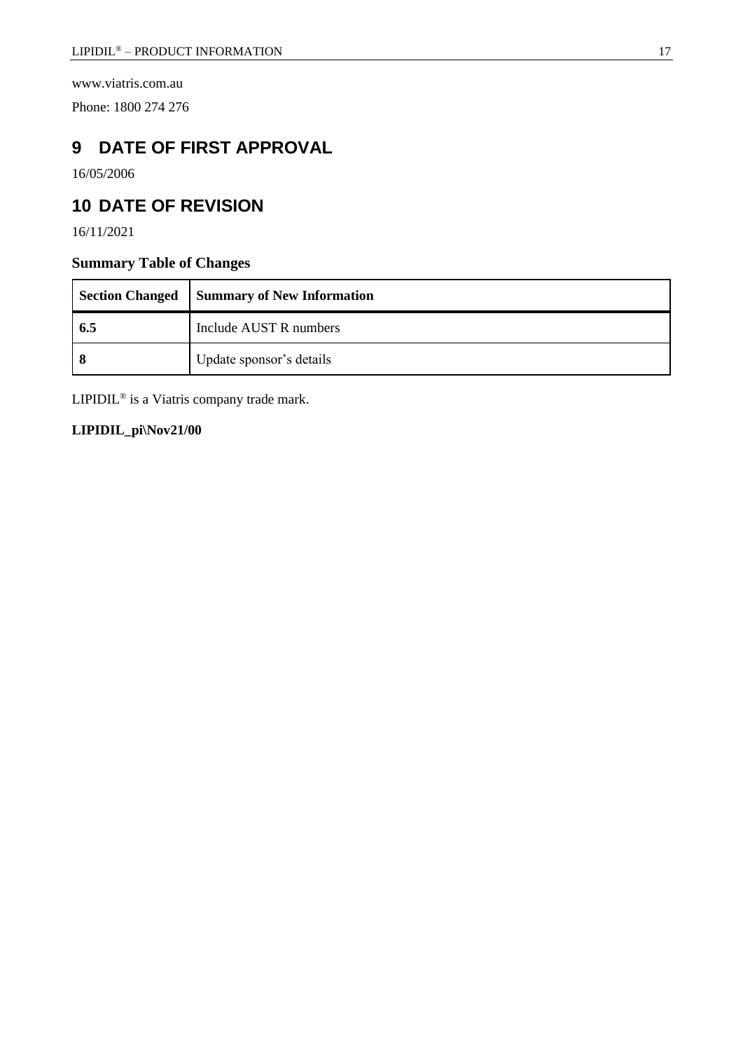www.viatris.com.au

Phone: 1800 274 276

# 9 DATE OF FIRST APPROVAL

16/05/2006

# 10 DATE OF REVISION

16/11/2021

### Summary Table of Changes

| Section Changed | Summary of New Information |
|---|---|
| **6.5** | Include AUST R numbers |
| **8** | Update sponsor's details |

LIPIDIL® is a Viatris company trade mark.

**LIPIDIL_pi\Nov21/00**